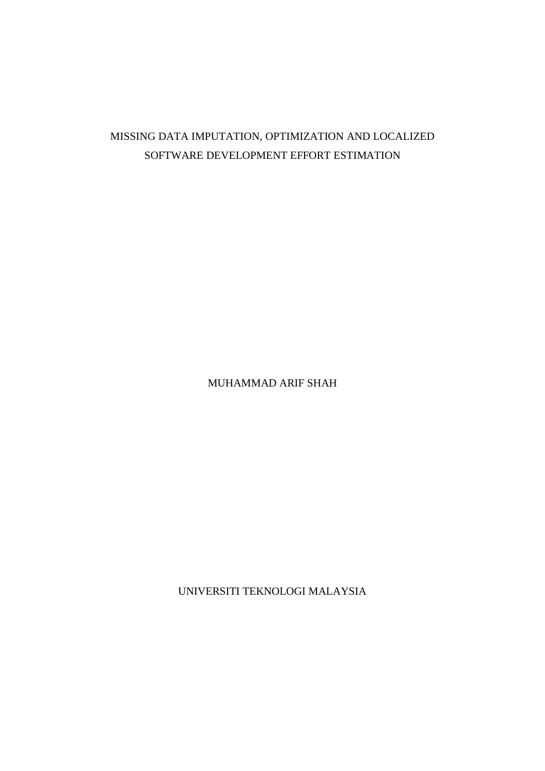# MISSING DATA IMPUTATION, OPTIMIZATION AND LOCALIZED SOFTWARE DEVELOPMENT EFFORT ESTIMATION

MUHAMMAD ARIF SHAH

UNIVERSITI TEKNOLOGI MALAYSIA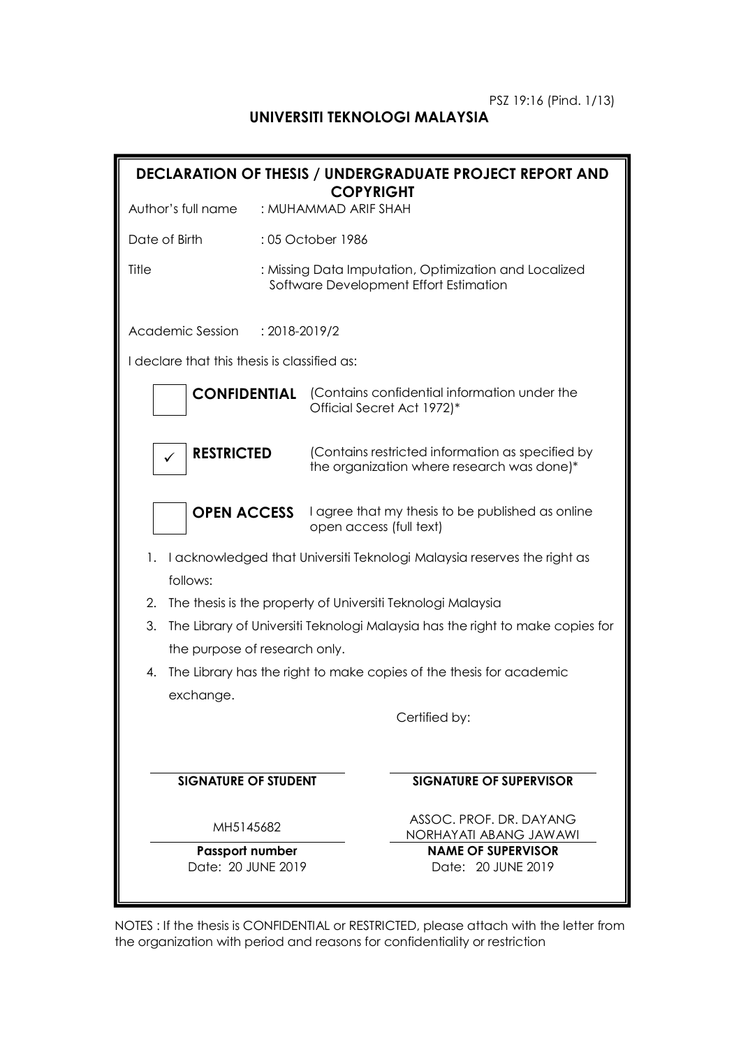PSZ 19:16 (Pind. 1/13)

**UNIVERSITI TEKNOLOGI MALAYSIA**

## DECLARATION OF THESIS / UNDERGRADUATE PROJECT REPORT AND COPYRIGHT

Author's full name : MUHAMMAD ARIF SHAH

Date of Birth : 05 October 1986

Title : Missing Data Imputation, Optimization and Localized Software Development Effort Estimation

Academic Session : 2018-2019/2

I declare that this thesis is classified as:

| | | |
|---|---|---|
| ☐ | **CONFIDENTIAL** | (Contains confidential information under the Official Secret Act 1972)* |
| ✓ | **RESTRICTED** | (Contains restricted information as specified by the organization where research was done)* |
| ☐ | **OPEN ACCESS** | I agree that my thesis to be published as online open access (full text) |

1. I acknowledged that Universiti Teknologi Malaysia reserves the right as follows:
2. The thesis is the property of Universiti Teknologi Malaysia
3. The Library of Universiti Teknologi Malaysia has the right to make copies for the purpose of research only.
4. The Library has the right to make copies of the thesis for academic exchange.

Certified by:

| | |
|---|---|
| **SIGNATURE OF STUDENT** | **SIGNATURE OF SUPERVISOR** |
| MH5145682 | ASSOC. PROF. DR. DAYANG NORHAYATI ABANG JAWAWI |
| **Passport number** | **NAME OF SUPERVISOR** |
| Date: 20 JUNE 2019 | Date: 20 JUNE 2019 |

NOTES : If the thesis is CONFIDENTIAL or RESTRICTED, please attach with the letter from the organization with period and reasons for confidentiality or restriction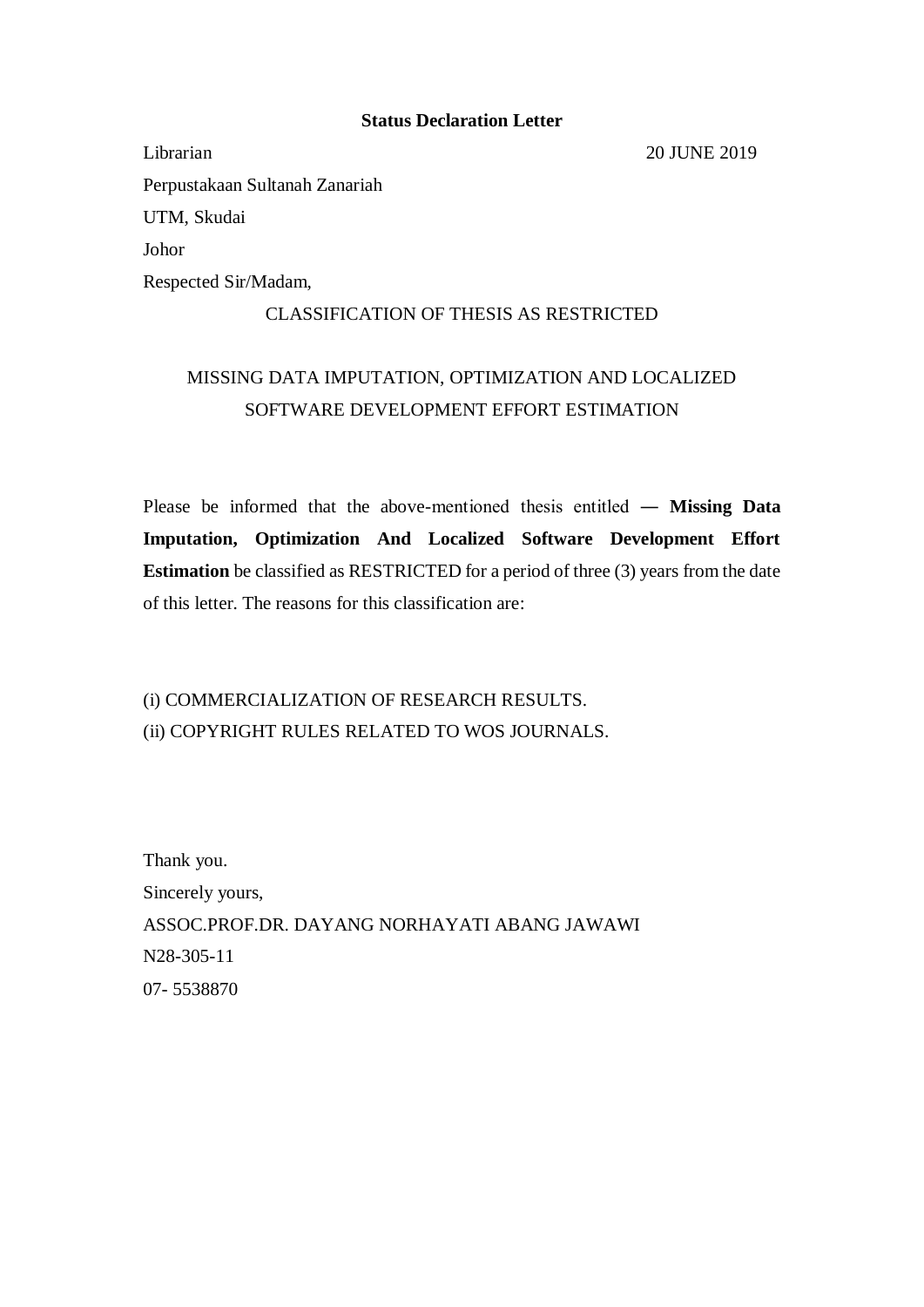**Status Declaration Letter**

Librarian 20 JUNE 2019

Perpustakaan Sultanah Zanariah

UTM, Skudai

Johor

Respected Sir/Madam,

CLASSIFICATION OF THESIS AS RESTRICTED

MISSING DATA IMPUTATION, OPTIMIZATION AND LOCALIZED SOFTWARE DEVELOPMENT EFFORT ESTIMATION

Please be informed that the above-mentioned thesis entitled **— Missing Data Imputation, Optimization And Localized Software Development Effort Estimation** be classified as RESTRICTED for a period of three (3) years from the date of this letter. The reasons for this classification are:

(i) COMMERCIALIZATION OF RESEARCH RESULTS.
(ii) COPYRIGHT RULES RELATED TO WOS JOURNALS.

Thank you.

Sincerely yours,

ASSOC.PROF.DR. DAYANG NORHAYATI ABANG JAWAWI

N28-305-11

07- 5538870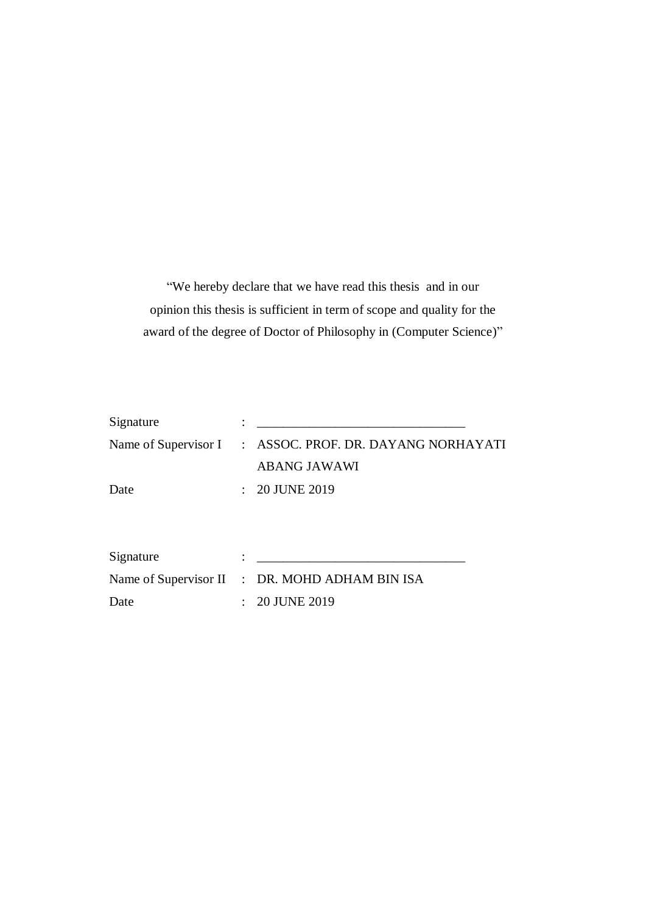"We hereby declare that we have read this thesis and in our opinion this thesis is sufficient in term of scope and quality for the award of the degree of Doctor of Philosophy in (Computer Science)"

| | | |
|---|---|---|
| Signature | : | _______________________________ |
| Name of Supervisor I | : | ASSOC. PROF. DR. DAYANG NORHAYATI ABANG JAWAWI |
| Date | : | 20 JUNE 2019 |

| | | |
|---|---|---|
| Signature | : | _______________________________ |
| Name of Supervisor II | : | DR. MOHD ADHAM BIN ISA |
| Date | : | 20 JUNE 2019 |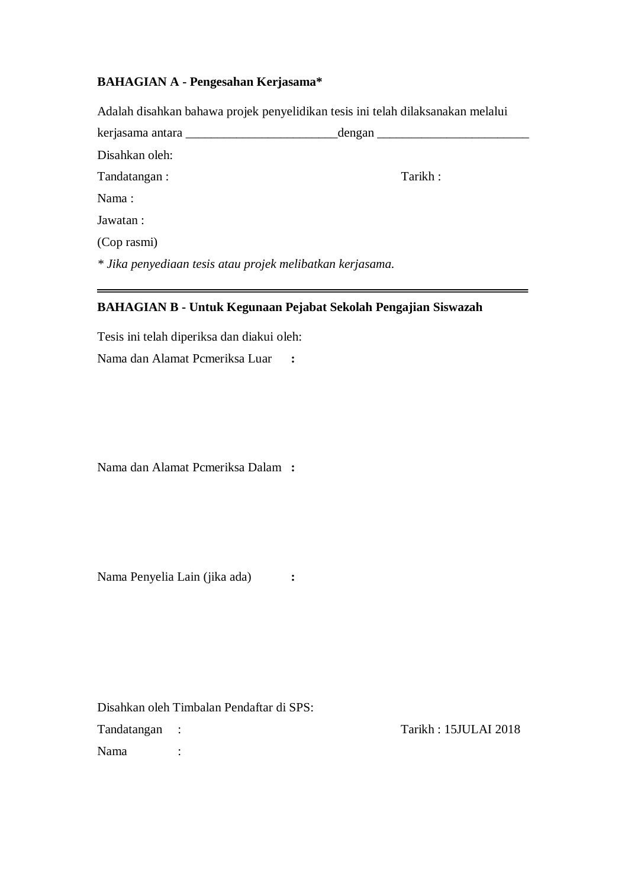**BAHAGIAN A - Pengesahan Kerjasama***

Adalah disahkan bahawa projek penyelidikan tesis ini telah dilaksanakan melalui kerjasama antara ________________________dengan ________________________

Disahkan oleh:

Tandatangan : Tarikh :

Nama :

Jawatan :

(Cop rasmi)

*\* Jika penyediaan tesis atau projek melibatkan kerjasama.*

---

**BAHAGIAN B - Untuk Kegunaan Pejabat Sekolah Pengajian Siswazah**

Tesis ini telah diperiksa dan diakui oleh:

Nama dan Alamat Pcmeriksa Luar **:**

Nama dan Alamat Pcmeriksa Dalam **:**

Nama Penyelia Lain (jika ada) **:**

Disahkan oleh Timbalan Pendaftar di SPS:

Tandatangan : Tarikh : 15JULAI 2018

Nama :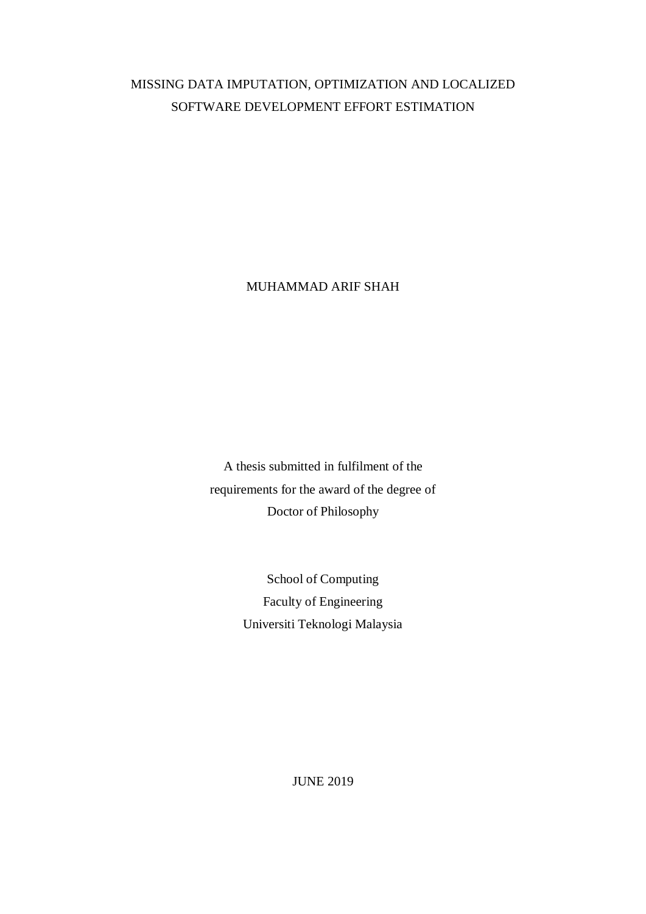MISSING DATA IMPUTATION, OPTIMIZATION AND LOCALIZED SOFTWARE DEVELOPMENT EFFORT ESTIMATION

MUHAMMAD ARIF SHAH

A thesis submitted in fulfilment of the requirements for the award of the degree of Doctor of Philosophy

School of Computing
Faculty of Engineering
Universiti Teknologi Malaysia

JUNE 2019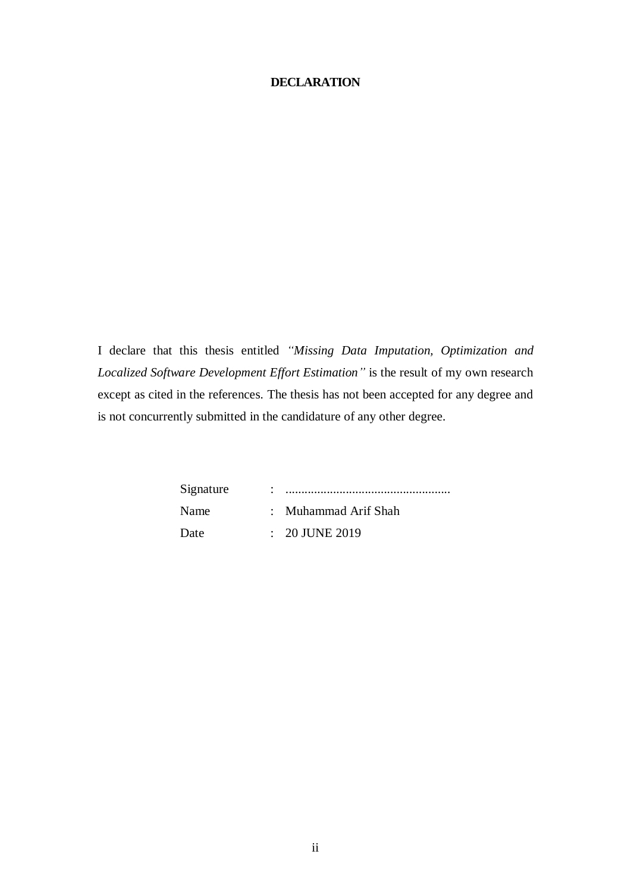# DECLARATION

I declare that this thesis entitled *"Missing Data Imputation, Optimization and Localized Software Development Effort Estimation"* is the result of my own research except as cited in the references. The thesis has not been accepted for any degree and is not concurrently submitted in the candidature of any other degree.

| | | |
|---|---|---|
| Signature | : | .................................................... |
| Name | : | Muhammad Arif Shah |
| Date | : | 20 JUNE 2019 |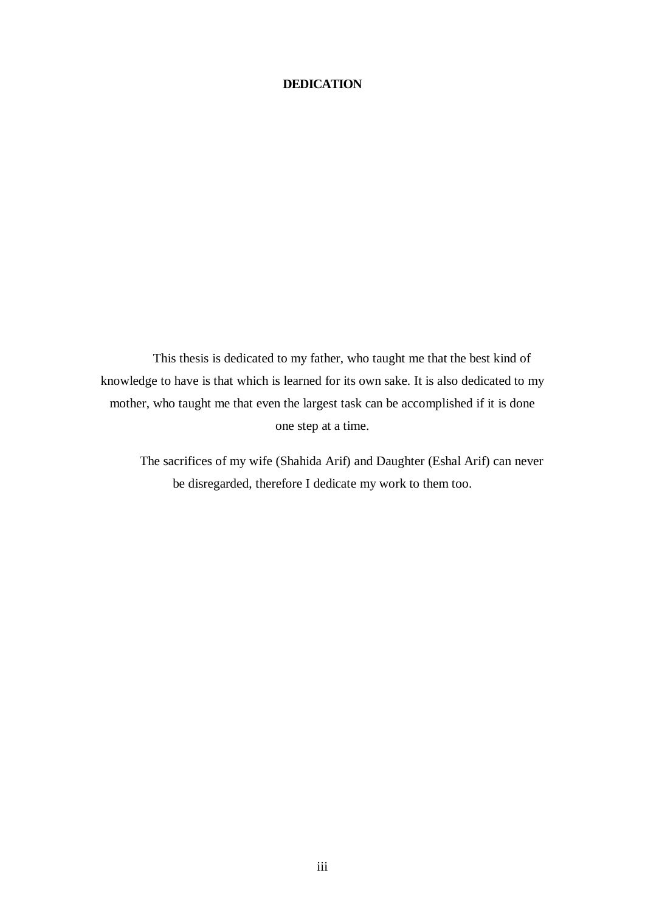# DEDICATION

This thesis is dedicated to my father, who taught me that the best kind of knowledge to have is that which is learned for its own sake. It is also dedicated to my mother, who taught me that even the largest task can be accomplished if it is done one step at a time.

The sacrifices of my wife (Shahida Arif) and Daughter (Eshal Arif) can never be disregarded, therefore I dedicate my work to them too.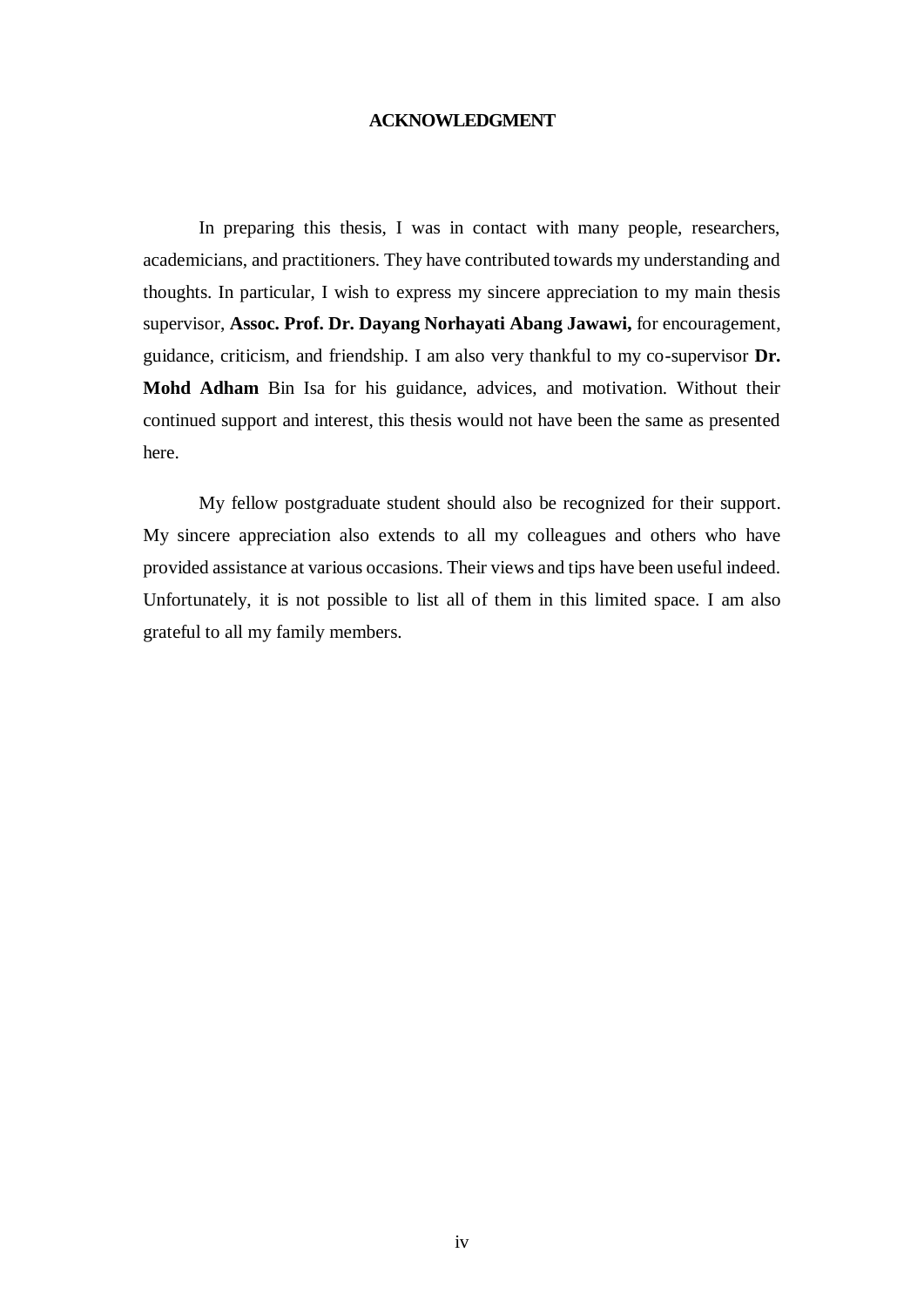# ACKNOWLEDGMENT

In preparing this thesis, I was in contact with many people, researchers, academicians, and practitioners. They have contributed towards my understanding and thoughts. In particular, I wish to express my sincere appreciation to my main thesis supervisor, **Assoc. Prof. Dr. Dayang Norhayati Abang Jawawi,** for encouragement, guidance, criticism, and friendship. I am also very thankful to my co-supervisor **Dr. Mohd Adham** Bin Isa for his guidance, advices, and motivation. Without their continued support and interest, this thesis would not have been the same as presented here.

My fellow postgraduate student should also be recognized for their support. My sincere appreciation also extends to all my colleagues and others who have provided assistance at various occasions. Their views and tips have been useful indeed. Unfortunately, it is not possible to list all of them in this limited space. I am also grateful to all my family members.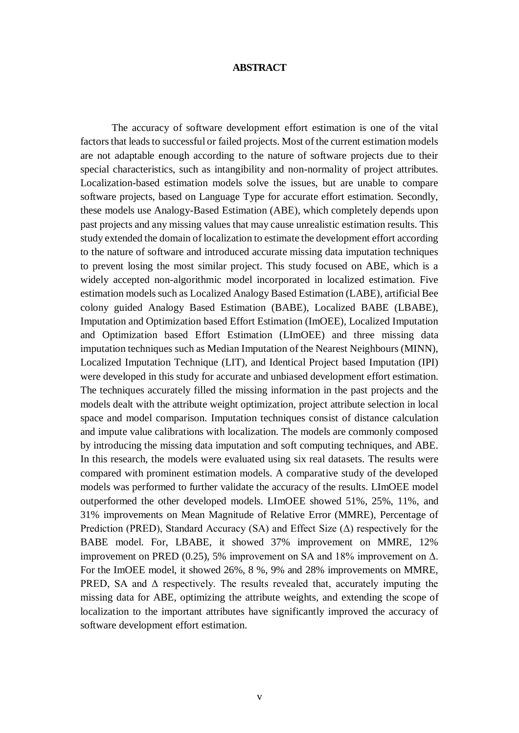## ABSTRACT

The accuracy of software development effort estimation is one of the vital factors that leads to successful or failed projects. Most of the current estimation models are not adaptable enough according to the nature of software projects due to their special characteristics, such as intangibility and non-normality of project attributes. Localization-based estimation models solve the issues, but are unable to compare software projects, based on Language Type for accurate effort estimation. Secondly, these models use Analogy-Based Estimation (ABE), which completely depends upon past projects and any missing values that may cause unrealistic estimation results. This study extended the domain of localization to estimate the development effort according to the nature of software and introduced accurate missing data imputation techniques to prevent losing the most similar project. This study focused on ABE, which is a widely accepted non-algorithmic model incorporated in localized estimation. Five estimation models such as Localized Analogy Based Estimation (LABE), artificial Bee colony guided Analogy Based Estimation (BABE), Localized BABE (LBABE), Imputation and Optimization based Effort Estimation (ImOEE), Localized Imputation and Optimization based Effort Estimation (LImOEE) and three missing data imputation techniques such as Median Imputation of the Nearest Neighbours (MINN), Localized Imputation Technique (LIT), and Identical Project based Imputation (IPI) were developed in this study for accurate and unbiased development effort estimation. The techniques accurately filled the missing information in the past projects and the models dealt with the attribute weight optimization, project attribute selection in local space and model comparison. Imputation techniques consist of distance calculation and impute value calibrations with localization. The models are commonly composed by introducing the missing data imputation and soft computing techniques, and ABE. In this research, the models were evaluated using six real datasets. The results were compared with prominent estimation models. A comparative study of the developed models was performed to further validate the accuracy of the results. LImOEE model outperformed the other developed models. LImOEE showed 51%, 25%, 11%, and 31% improvements on Mean Magnitude of Relative Error (MMRE), Percentage of Prediction (PRED), Standard Accuracy (SA) and Effect Size ($\Delta$) respectively for the BABE model. For, LBABE, it showed 37% improvement on MMRE, 12% improvement on PRED (0.25), 5% improvement on SA and 18% improvement on $\Delta$. For the ImOEE model, it showed 26%, 8 %, 9% and 28% improvements on MMRE, PRED, SA and $\Delta$ respectively. The results revealed that, accurately imputing the missing data for ABE, optimizing the attribute weights, and extending the scope of localization to the important attributes have significantly improved the accuracy of software development effort estimation.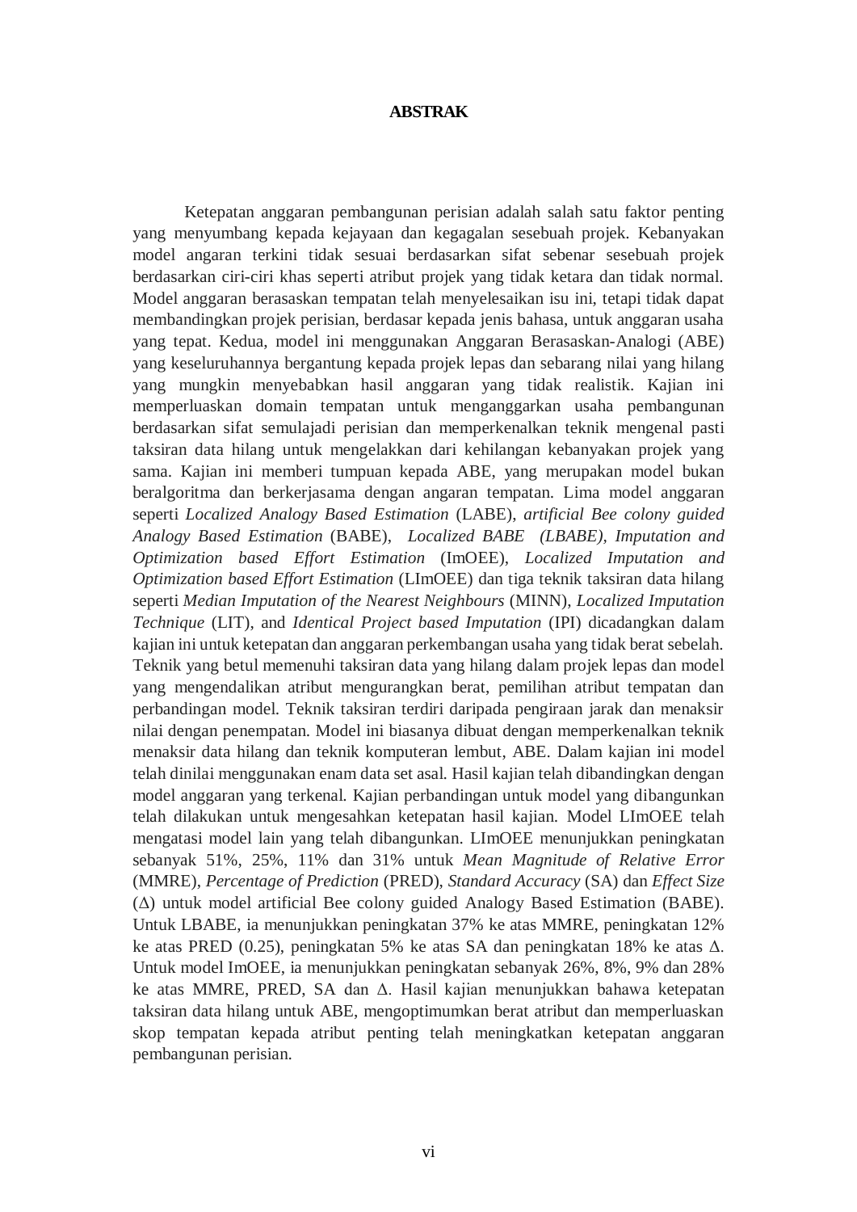# ABSTRAK

Ketepatan anggaran pembangunan perisian adalah salah satu faktor penting yang menyumbang kepada kejayaan dan kegagalan sesebuah projek. Kebanyakan model angaran terkini tidak sesuai berdasarkan sifat sebenar sesebuah projek berdasarkan ciri-ciri khas seperti atribut projek yang tidak ketara dan tidak normal. Model anggaran berasaskan tempatan telah menyelesaikan isu ini, tetapi tidak dapat membandingkan projek perisian, berdasar kepada jenis bahasa, untuk anggaran usaha yang tepat. Kedua, model ini menggunakan Anggaran Berasaskan-Analogi (ABE) yang keseluruhannya bergantung kepada projek lepas dan sebarang nilai yang hilang yang mungkin menyebabkan hasil anggaran yang tidak realistik. Kajian ini memperluaskan domain tempatan untuk menganggarkan usaha pembangunan berdasarkan sifat semulajadi perisian dan memperkenalkan teknik mengenal pasti taksiran data hilang untuk mengelakkan dari kehilangan kebanyakan projek yang sama. Kajian ini memberi tumpuan kepada ABE, yang merupakan model bukan beralgoritma dan berkerjasama dengan angaran tempatan. Lima model anggaran seperti *Localized Analogy Based Estimation* (LABE), *artificial Bee colony guided Analogy Based Estimation* (BABE), *Localized BABE (LBABE), Imputation and Optimization based Effort Estimation* (ImOEE), *Localized Imputation and Optimization based Effort Estimation* (LImOEE) dan tiga teknik taksiran data hilang seperti *Median Imputation of the Nearest Neighbours* (MINN), *Localized Imputation Technique* (LIT), and *Identical Project based Imputation* (IPI) dicadangkan dalam kajian ini untuk ketepatan dan anggaran perkembangan usaha yang tidak berat sebelah. Teknik yang betul memenuhi taksiran data yang hilang dalam projek lepas dan model yang mengendalikan atribut mengurangkan berat, pemilihan atribut tempatan dan perbandingan model. Teknik taksiran terdiri daripada pengiraan jarak dan menaksir nilai dengan penempatan. Model ini biasanya dibuat dengan memperkenalkan teknik menaksir data hilang dan teknik komputeran lembut, ABE. Dalam kajian ini model telah dinilai menggunakan enam data set asal. Hasil kajian telah dibandingkan dengan model anggaran yang terkenal. Kajian perbandingan untuk model yang dibangunkan telah dilakukan untuk mengesahkan ketepatan hasil kajian. Model LImOEE telah mengatasi model lain yang telah dibangunkan. LImOEE menunjukkan peningkatan sebanyak 51%, 25%, 11% dan 31% untuk *Mean Magnitude of Relative Error* (MMRE), *Percentage of Prediction* (PRED), *Standard Accuracy* (SA) dan *Effect Size* ($\Delta$) untuk model artificial Bee colony guided Analogy Based Estimation (BABE). Untuk LBABE, ia menunjukkan peningkatan 37% ke atas MMRE, peningkatan 12% ke atas PRED (0.25), peningkatan 5% ke atas SA dan peningkatan 18% ke atas $\Delta$. Untuk model ImOEE, ia menunjukkan peningkatan sebanyak 26%, 8%, 9% dan 28% ke atas MMRE, PRED, SA dan $\Delta$. Hasil kajian menunjukkan bahawa ketepatan taksiran data hilang untuk ABE, mengoptimumkan berat atribut dan memperluaskan skop tempatan kepada atribut penting telah meningkatkan ketepatan anggaran pembangunan perisian.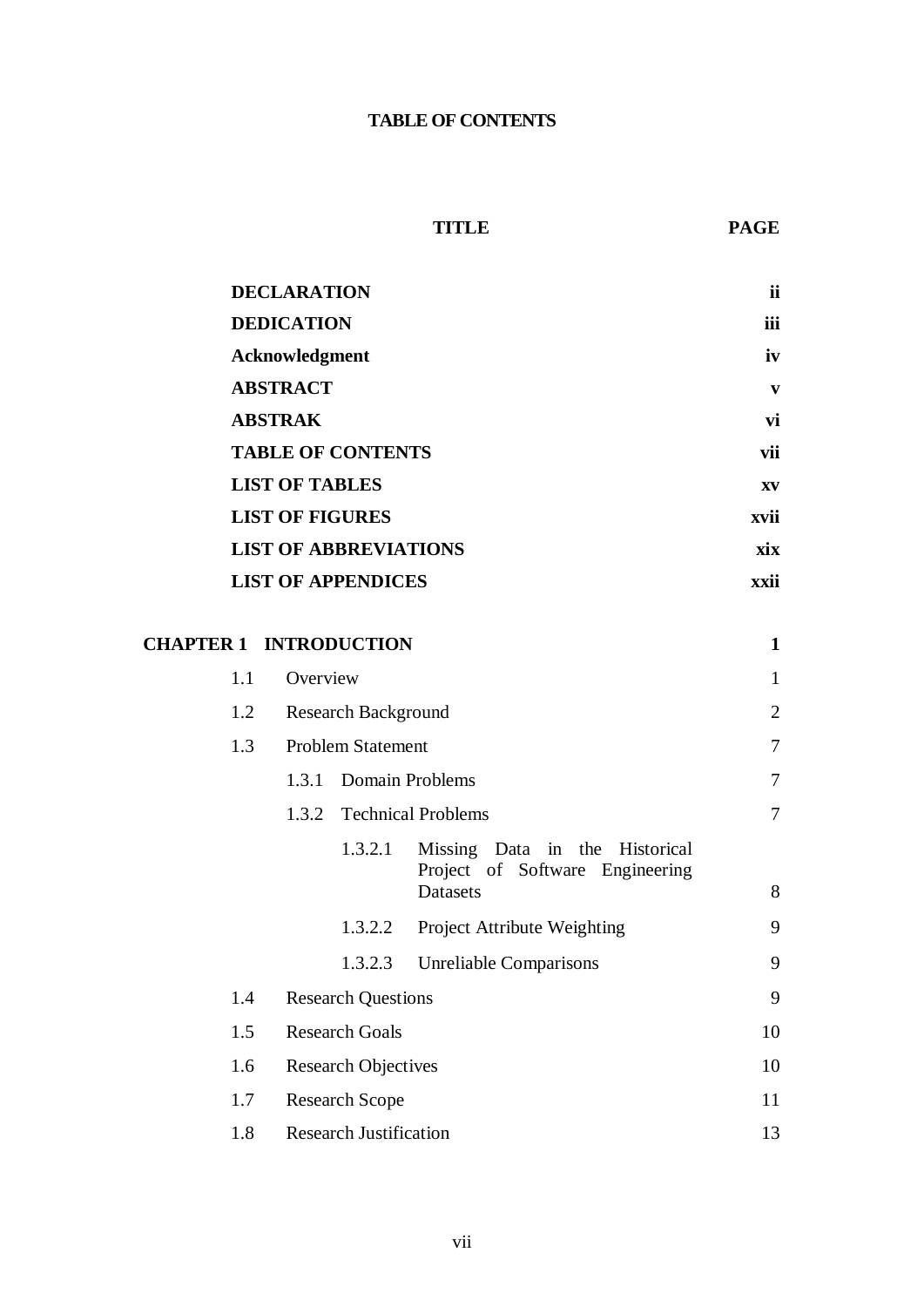# TABLE OF CONTENTS

| | TITLE | PAGE |
|---|---|---|
| | **DECLARATION** | **ii** |
| | **DEDICATION** | **iii** |
| | **Acknowledgment** | **iv** |
| | **ABSTRACT** | **v** |
| | **ABSTRAK** | **vi** |
| | **TABLE OF CONTENTS** | **vii** |
| | **LIST OF TABLES** | **xv** |
| | **LIST OF FIGURES** | **xvii** |
| | **LIST OF ABBREVIATIONS** | **xix** |
| | **LIST OF APPENDICES** | **xxii** |
| **CHAPTER 1** | **INTRODUCTION** | **1** |
| | 1.1 Overview | 1 |
| | 1.2 Research Background | 2 |
| | 1.3 Problem Statement | 7 |
| | 1.3.1 Domain Problems | 7 |
| | 1.3.2 Technical Problems | 7 |
| | 1.3.2.1 Missing Data in the Historical Project of Software Engineering Datasets | 8 |
| | 1.3.2.2 Project Attribute Weighting | 9 |
| | 1.3.2.3 Unreliable Comparisons | 9 |
| | 1.4 Research Questions | 9 |
| | 1.5 Research Goals | 10 |
| | 1.6 Research Objectives | 10 |
| | 1.7 Research Scope | 11 |
| | 1.8 Research Justification | 13 |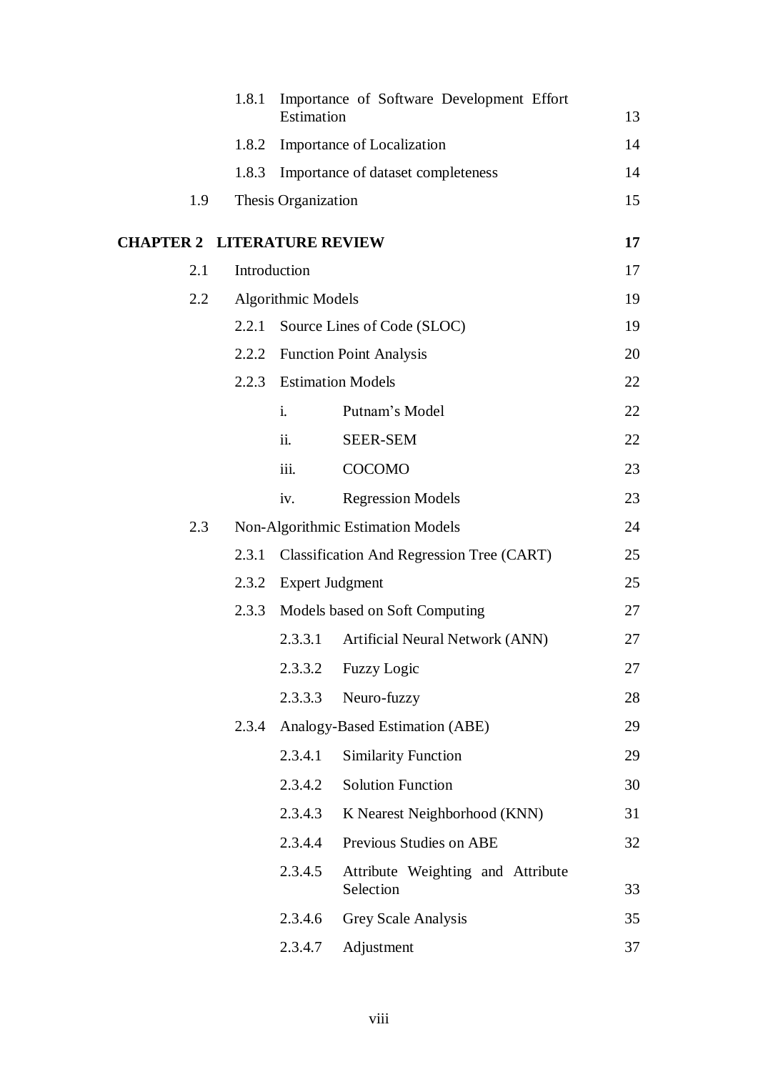| | | | | |
|---|---|---|---|---|
| | 1.8.1 | Importance of Software Development Effort Estimation | | 13 |
| | 1.8.2 | Importance of Localization | | 14 |
| | 1.8.3 | Importance of dataset completeness | | 14 |
| 1.9 | Thesis Organization | | | 15 |
| **CHAPTER 2** | **LITERATURE REVIEW** | | | **17** |
| 2.1 | Introduction | | | 17 |
| 2.2 | Algorithmic Models | | | 19 |
| | 2.2.1 | Source Lines of Code (SLOC) | | 19 |
| | 2.2.2 | Function Point Analysis | | 20 |
| | 2.2.3 | Estimation Models | | 22 |
| | | i. | Putnam's Model | 22 |
| | | ii. | SEER-SEM | 22 |
| | | iii. | COCOMO | 23 |
| | | iv. | Regression Models | 23 |
| 2.3 | Non-Algorithmic Estimation Models | | | 24 |
| | 2.3.1 | Classification And Regression Tree (CART) | | 25 |
| | 2.3.2 | Expert Judgment | | 25 |
| | 2.3.3 | Models based on Soft Computing | | 27 |
| | | 2.3.3.1 | Artificial Neural Network (ANN) | 27 |
| | | 2.3.3.2 | Fuzzy Logic | 27 |
| | | 2.3.3.3 | Neuro-fuzzy | 28 |
| | 2.3.4 | Analogy-Based Estimation (ABE) | | 29 |
| | | 2.3.4.1 | Similarity Function | 29 |
| | | 2.3.4.2 | Solution Function | 30 |
| | | 2.3.4.3 | K Nearest Neighborhood (KNN) | 31 |
| | | 2.3.4.4 | Previous Studies on ABE | 32 |
| | | 2.3.4.5 | Attribute Weighting and Attribute Selection | 33 |
| | | 2.3.4.6 | Grey Scale Analysis | 35 |
| | | 2.3.4.7 | Adjustment | 37 |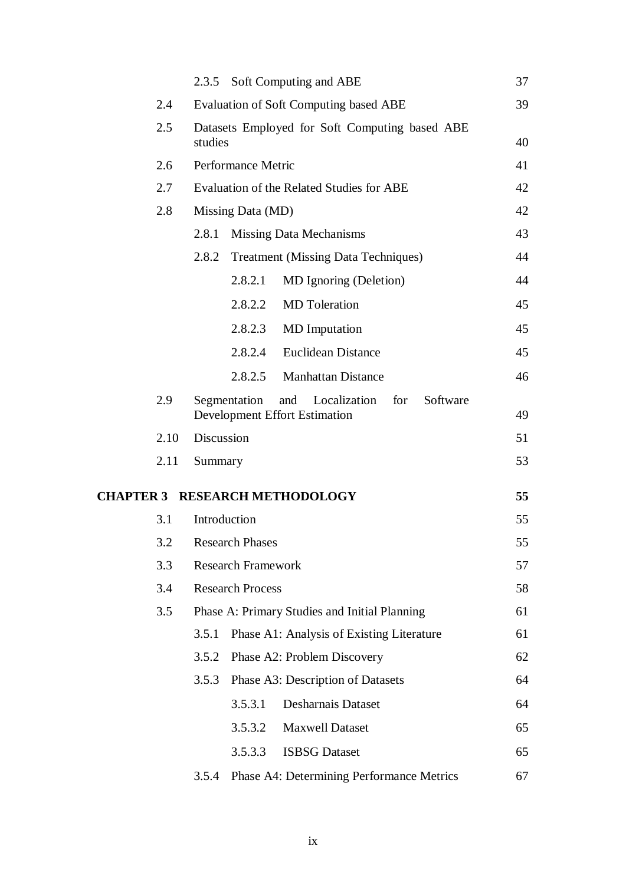| | | | |
|---|---|---|---|
| | 2.3.5 | Soft Computing and ABE | 37 |
| 2.4 | | Evaluation of Soft Computing based ABE | 39 |
| 2.5 | | Datasets Employed for Soft Computing based ABE studies | 40 |
| 2.6 | | Performance Metric | 41 |
| 2.7 | | Evaluation of the Related Studies for ABE | 42 |
| 2.8 | | Missing Data (MD) | 42 |
| | 2.8.1 | Missing Data Mechanisms | 43 |
| | 2.8.2 | Treatment (Missing Data Techniques) | 44 |
| | | 2.8.2.1 MD Ignoring (Deletion) | 44 |
| | | 2.8.2.2 MD Toleration | 45 |
| | | 2.8.2.3 MD Imputation | 45 |
| | | 2.8.2.4 Euclidean Distance | 45 |
| | | 2.8.2.5 Manhattan Distance | 46 |
| 2.9 | | Segmentation and Localization for Software Development Effort Estimation | 49 |
| 2.10 | | Discussion | 51 |
| 2.11 | | Summary | 53 |
| **CHAPTER 3** | | **RESEARCH METHODOLOGY** | **55** |
| 3.1 | | Introduction | 55 |
| 3.2 | | Research Phases | 55 |
| 3.3 | | Research Framework | 57 |
| 3.4 | | Research Process | 58 |
| 3.5 | | Phase A: Primary Studies and Initial Planning | 61 |
| | 3.5.1 | Phase A1: Analysis of Existing Literature | 61 |
| | 3.5.2 | Phase A2: Problem Discovery | 62 |
| | 3.5.3 | Phase A3: Description of Datasets | 64 |
| | | 3.5.3.1 Desharnais Dataset | 64 |
| | | 3.5.3.2 Maxwell Dataset | 65 |
| | | 3.5.3.3 ISBSG Dataset | 65 |
| | 3.5.4 | Phase A4: Determining Performance Metrics | 67 |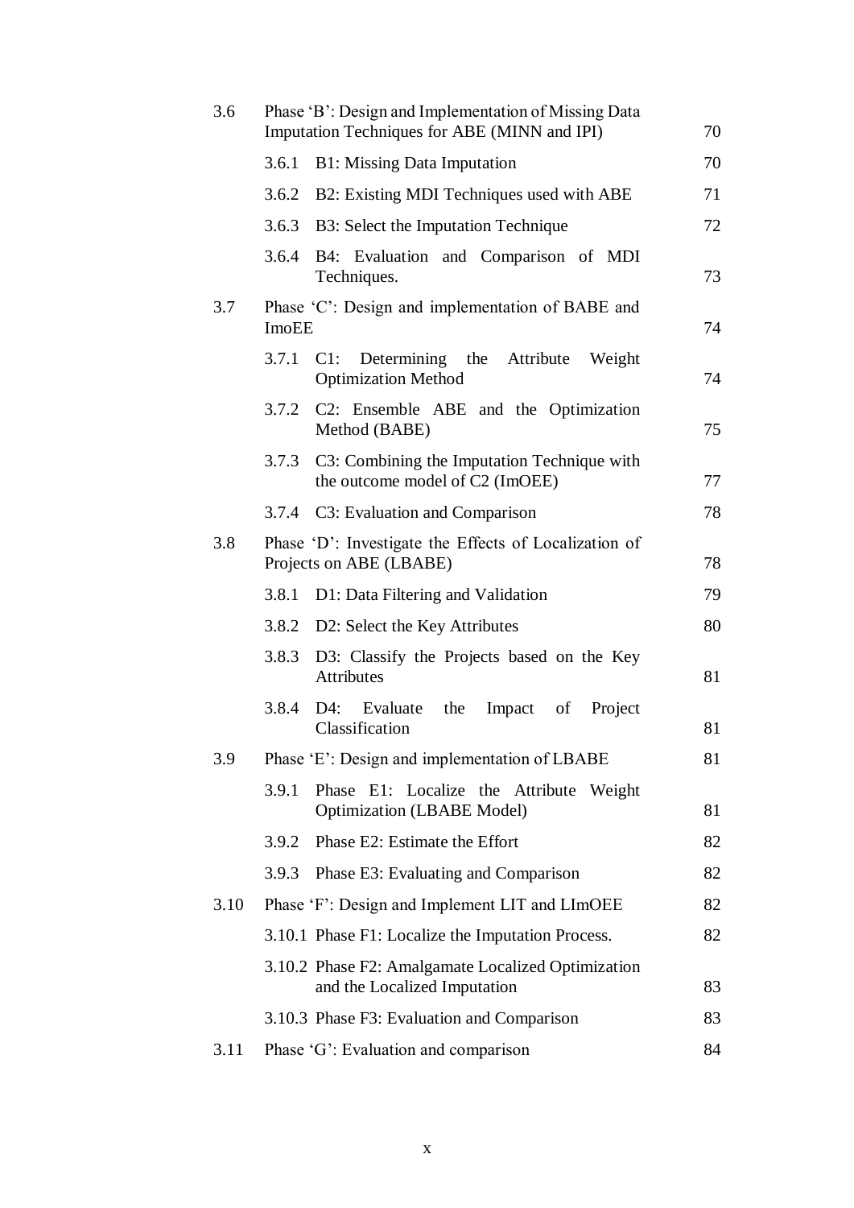| | | |
|---|---|---|
| 3.6 | Phase ‘B’: Design and Implementation of Missing Data Imputation Techniques for ABE (MINN and IPI) | 70 |
| | 3.6.1 B1: Missing Data Imputation | 70 |
| | 3.6.2 B2: Existing MDI Techniques used with ABE | 71 |
| | 3.6.3 B3: Select the Imputation Technique | 72 |
| | 3.6.4 B4: Evaluation and Comparison of MDI Techniques. | 73 |
| 3.7 | Phase ‘C’: Design and implementation of BABE and ImoEE | 74 |
| | 3.7.1 C1: Determining the Attribute Weight Optimization Method | 74 |
| | 3.7.2 C2: Ensemble ABE and the Optimization Method (BABE) | 75 |
| | 3.7.3 C3: Combining the Imputation Technique with the outcome model of C2 (ImOEE) | 77 |
| | 3.7.4 C3: Evaluation and Comparison | 78 |
| 3.8 | Phase ‘D’: Investigate the Effects of Localization of Projects on ABE (LBABE) | 78 |
| | 3.8.1 D1: Data Filtering and Validation | 79 |
| | 3.8.2 D2: Select the Key Attributes | 80 |
| | 3.8.3 D3: Classify the Projects based on the Key Attributes | 81 |
| | 3.8.4 D4: Evaluate the Impact of Project Classification | 81 |
| 3.9 | Phase ‘E’: Design and implementation of LBABE | 81 |
| | 3.9.1 Phase E1: Localize the Attribute Weight Optimization (LBABE Model) | 81 |
| | 3.9.2 Phase E2: Estimate the Effort | 82 |
| | 3.9.3 Phase E3: Evaluating and Comparison | 82 |
| 3.10 | Phase ‘F’: Design and Implement LIT and LImOEE | 82 |
| | 3.10.1 Phase F1: Localize the Imputation Process. | 82 |
| | 3.10.2 Phase F2: Amalgamate Localized Optimization and the Localized Imputation | 83 |
| | 3.10.3 Phase F3: Evaluation and Comparison | 83 |
| 3.11 | Phase ‘G’: Evaluation and comparison | 84 |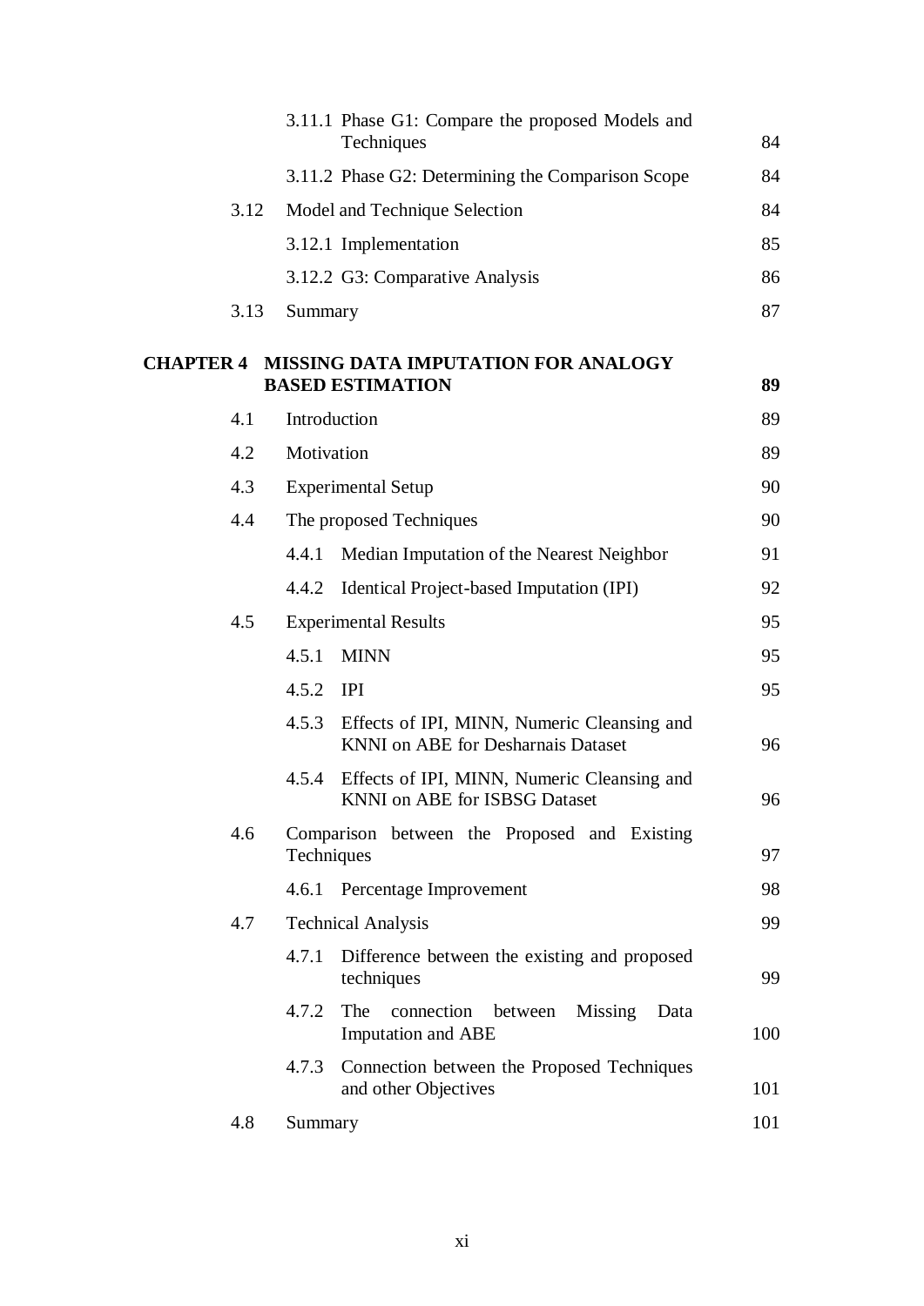| | | |
|---|---|---|
| | 3.11.1 Phase G1: Compare the proposed Models and Techniques | 84 |
| | 3.11.2 Phase G2: Determining the Comparison Scope | 84 |
| 3.12 | Model and Technique Selection | 84 |
| | 3.12.1 Implementation | 85 |
| | 3.12.2 G3: Comparative Analysis | 86 |
| 3.13 | Summary | 87 |

**CHAPTER 4 MISSING DATA IMPUTATION FOR ANALOGY BASED ESTIMATION** **89**

| | | |
|---|---|---|
| 4.1 | Introduction | 89 |
| 4.2 | Motivation | 89 |
| 4.3 | Experimental Setup | 90 |
| 4.4 | The proposed Techniques | 90 |
| | 4.4.1 Median Imputation of the Nearest Neighbor | 91 |
| | 4.4.2 Identical Project-based Imputation (IPI) | 92 |
| 4.5 | Experimental Results | 95 |
| | 4.5.1 MINN | 95 |
| | 4.5.2 IPI | 95 |
| | 4.5.3 Effects of IPI, MINN, Numeric Cleansing and KNNI on ABE for Desharnais Dataset | 96 |
| | 4.5.4 Effects of IPI, MINN, Numeric Cleansing and KNNI on ABE for ISBSG Dataset | 96 |
| 4.6 | Comparison between the Proposed and Existing Techniques | 97 |
| | 4.6.1 Percentage Improvement | 98 |
| 4.7 | Technical Analysis | 99 |
| | 4.7.1 Difference between the existing and proposed techniques | 99 |
| | 4.7.2 The connection between Missing Data Imputation and ABE | 100 |
| | 4.7.3 Connection between the Proposed Techniques and other Objectives | 101 |
| 4.8 | Summary | 101 |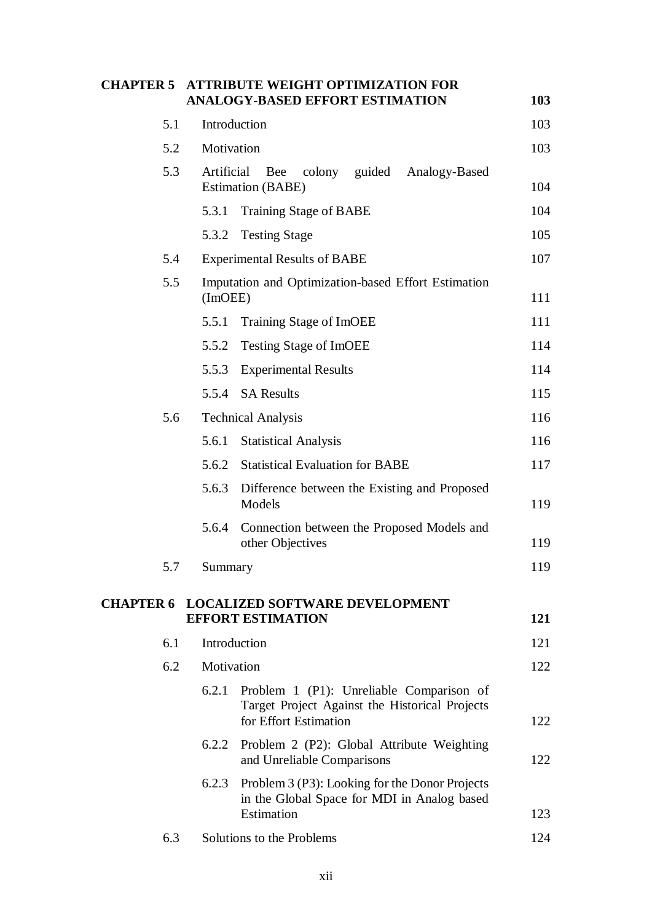| | | |
|---|---|---|
| **CHAPTER 5** | **ATTRIBUTE WEIGHT OPTIMIZATION FOR ANALOGY-BASED EFFORT ESTIMATION** | **103** |
| 5.1 | Introduction | 103 |
| 5.2 | Motivation | 103 |
| 5.3 | Artificial Bee colony guided Analogy-Based Estimation (BABE) | 104 |
| | 5.3.1 Training Stage of BABE | 104 |
| | 5.3.2 Testing Stage | 105 |
| 5.4 | Experimental Results of BABE | 107 |
| 5.5 | Imputation and Optimization-based Effort Estimation (ImOEE) | 111 |
| | 5.5.1 Training Stage of ImOEE | 111 |
| | 5.5.2 Testing Stage of ImOEE | 114 |
| | 5.5.3 Experimental Results | 114 |
| | 5.5.4 SA Results | 115 |
| 5.6 | Technical Analysis | 116 |
| | 5.6.1 Statistical Analysis | 116 |
| | 5.6.2 Statistical Evaluation for BABE | 117 |
| | 5.6.3 Difference between the Existing and Proposed Models | 119 |
| | 5.6.4 Connection between the Proposed Models and other Objectives | 119 |
| 5.7 | Summary | 119 |
| **CHAPTER 6** | **LOCALIZED SOFTWARE DEVELOPMENT EFFORT ESTIMATION** | **121** |
| 6.1 | Introduction | 121 |
| 6.2 | Motivation | 122 |
| | 6.2.1 Problem 1 (P1): Unreliable Comparison of Target Project Against the Historical Projects for Effort Estimation | 122 |
| | 6.2.2 Problem 2 (P2): Global Attribute Weighting and Unreliable Comparisons | 122 |
| | 6.2.3 Problem 3 (P3): Looking for the Donor Projects in the Global Space for MDI in Analog based Estimation | 123 |
| 6.3 | Solutions to the Problems | 124 |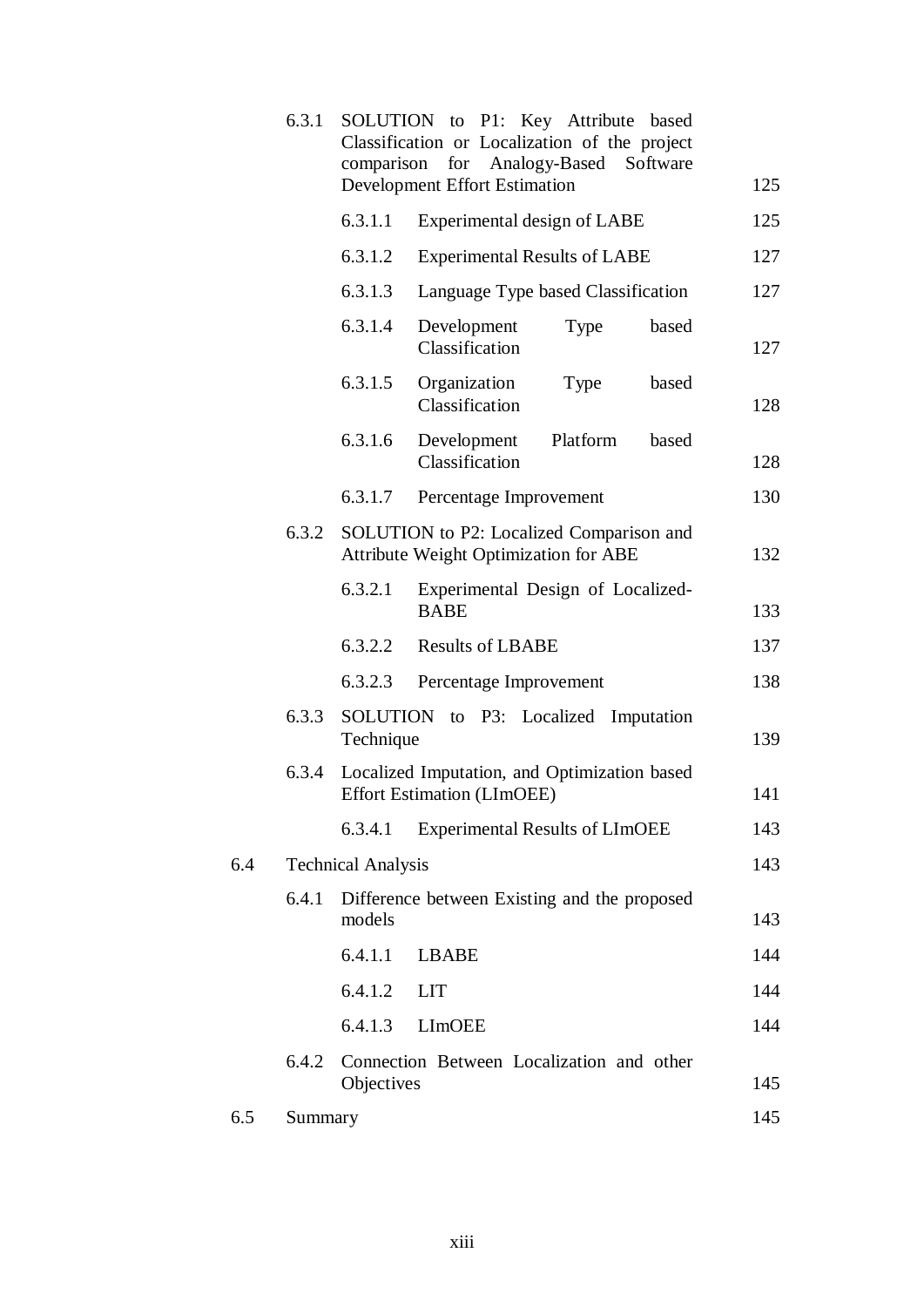| | | | | |
|---|---|---|---|---|
| | 6.3.1 | SOLUTION to P1: Key Attribute based Classification or Localization of the project comparison for Analogy-Based Software Development Effort Estimation | | 125 |
| | | 6.3.1.1 | Experimental design of LABE | 125 |
| | | 6.3.1.2 | Experimental Results of LABE | 127 |
| | | 6.3.1.3 | Language Type based Classification | 127 |
| | | 6.3.1.4 | Development Type based Classification | 127 |
| | | 6.3.1.5 | Organization Type based Classification | 128 |
| | | 6.3.1.6 | Development Platform based Classification | 128 |
| | | 6.3.1.7 | Percentage Improvement | 130 |
| | 6.3.2 | SOLUTION to P2: Localized Comparison and Attribute Weight Optimization for ABE | | 132 |
| | | 6.3.2.1 | Experimental Design of Localized-BABE | 133 |
| | | 6.3.2.2 | Results of LBABE | 137 |
| | | 6.3.2.3 | Percentage Improvement | 138 |
| | 6.3.3 | SOLUTION to P3: Localized Imputation Technique | | 139 |
| | 6.3.4 | Localized Imputation, and Optimization based Effort Estimation (LImOEE) | | 141 |
| | | 6.3.4.1 | Experimental Results of LImOEE | 143 |
| 6.4 | Technical Analysis | | | 143 |
| | 6.4.1 | Difference between Existing and the proposed models | | 143 |
| | | 6.4.1.1 | LBABE | 144 |
| | | 6.4.1.2 | LIT | 144 |
| | | 6.4.1.3 | LImOEE | 144 |
| | 6.4.2 | Connection Between Localization and other Objectives | | 145 |
| 6.5 | Summary | | | 145 |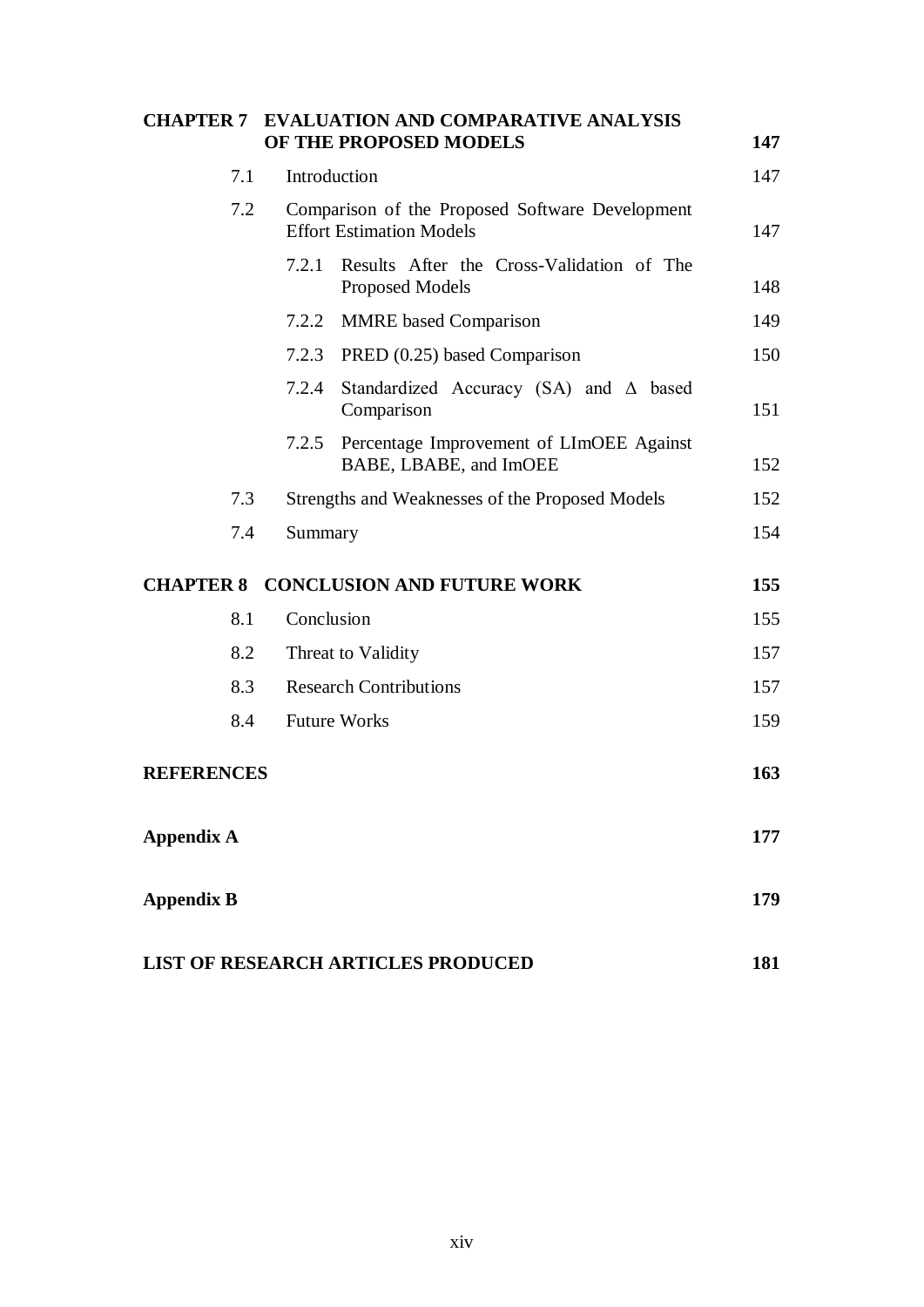| | | | |
|---|---|---|---|
| **CHAPTER 7** | **EVALUATION AND COMPARATIVE ANALYSIS OF THE PROPOSED MODELS** | | **147** |
| 7.1 | Introduction | | 147 |
| 7.2 | Comparison of the Proposed Software Development Effort Estimation Models | | 147 |
| | 7.2.1 | Results After the Cross-Validation of The Proposed Models | 148 |
| | 7.2.2 | MMRE based Comparison | 149 |
| | 7.2.3 | PRED (0.25) based Comparison | 150 |
| | 7.2.4 | Standardized Accuracy (SA) and $\Delta$ based Comparison | 151 |
| | 7.2.5 | Percentage Improvement of LImOEE Against BABE, LBABE, and ImOEE | 152 |
| 7.3 | Strengths and Weaknesses of the Proposed Models | | 152 |
| 7.4 | Summary | | 154 |
| **CHAPTER 8** | **CONCLUSION AND FUTURE WORK** | | **155** |
| 8.1 | Conclusion | | 155 |
| 8.2 | Threat to Validity | | 157 |
| 8.3 | Research Contributions | | 157 |
| 8.4 | Future Works | | 159 |
| **REFERENCES** | | | **163** |
| **Appendix A** | | | **177** |
| **Appendix B** | | | **179** |
| **LIST OF RESEARCH ARTICLES PRODUCED** | | | **181** |